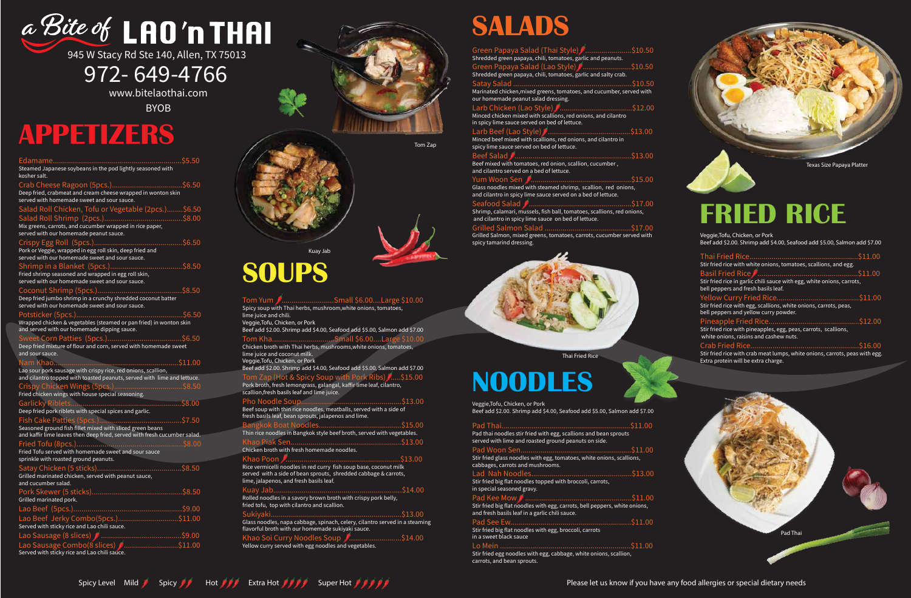# a Bite of LAO'n THAI

945 W Stacy Rd Ste 140, Allen, TX 75013

972- 649-4766

www.bitelaothai.com

BYOB

## APPETIZERS

**Edamame** ..... $5.50
Steamed Japanese soybeans in the pod lightly seasoned with kosher salt.

**Crab Cheese Ragoon (5pcs.)** ..... $6.50
Deep fried, crabmeat and cream cheese wrapped in wonton skin served with homemade sweet and sour sauce.

**Salad Roll Chicken, Tofu or Vegetable (2pcs.)** ..... $6.50
**Salad Roll Shrimp (2pcs.)** ..... $8.00
Mix greens, carrots, and cucumber wrapped in rice paper, served with our homemade peanut sauce.

**Crispy Egg Roll (5pcs.)** ..... $6.50
Pork or Veggie, wrapped in egg roll skin, deep fried and served with our homemade sweet and sour sauce.

**Shrimp in a Blanket (5pcs.)** ..... $8.50
Fried shrimp seasoned and wrapped in egg roll skin, served with our homemade sweet and sour sauce.

**Coconut Shrimp (5pcs.)** ..... $8.50
Deep fried jumbo shrimp in a crunchy shredded coconut batter served with our homemade sweet and sour sauce.

**Potsticker (5pcs.)** ..... $6.50
Wrapped chicken & vegetables (steamed or pan fried) in wonton skin and served with our homemade dipping sauce.

**Sweet Corn Patties (5pcs.)** ..... $6.50
Deep fried mixture of flour and corn, served with homemade sweet and sour sauce.

**Nam Khao** ..... $11.00
Lao sour pork sausage with crispy rice, red onions, scallion, and cilantro topped with toasted peanuts, served with lime and lettuce.

**Crispy Chicken Wings (5pcs.)** ..... $8.50
Fried chicken wings with house special seasoning.

**Garlicky Riblets** ..... $8.00
Deep fried pork riblets with special spices and garlic.

**Fish Cake Patties (5pcs.)** ..... $7.50
Seasoned ground fish fillet mixed with sliced green beans and kaffir lime leaves then deep fried, served with fresh cucumber salad.

**Fried Tofu (8pcs.)** ..... $8.00
Fried Tofu served with homemade sweet and sour sauce sprinkle with roasted ground peanuts.

**Satay Chicken (5 sticks)** ..... $8.50
Grilled marinated chicken, served with peanut sauce, and cucumber salad.

**Pork Skewer (5 sticks)** ..... $8.50
Grilled marinated pork.

**Lao Beef (5pcs.)** ..... $9.00
**Lao Beef Jerky Combo(5pcs.)** ..... $11.00
Served with sticky rice and Lao chili sauce.

**Lao Sausage (8 slices)** 🌶 ..... $9.00
**Lao Sausage Combo(8 slices)** 🌶 ..... $11.00
Served with sticky rice and Lao chili sauce.

Tom Zap

Kuay Jab

## SOUPS

**Tom Yum** 🌶 ..... Small $6.00....Large $10.00
Spicy soup with Thai herbs, mushroom,white onions, tomatoes, lime juice and chili.
Veggie,Tofu, Chicken, or Pork
Beef add $2.00. Shrimp add $4.00, Seafood add $5.00, Salmon add $7.00

**Tom Kha** ..... Small $6.00....Large $10.00
Chicken broth with Thai herbs, mushrooms,white onions, tomatoes, lime juice and coconut milk.
Veggie,Tofu, Chicken, or Pork
Beef add $2.00. Shrimp add $4.00, Seafood add $5.00, Salmon add $7.00

**Tom Zap (Hot & Spicy Soup with Pork Ribs)** 🌶 ..... $15.00
Pork broth, fresh lemongrass, galangal, kaffir lime leaf, cilantro, scallion,fresh basils leaf and lime juice.

**Pho Noodle Soup** ..... $13.00
Beef soup with thin rice noodles, meatballs, served with a side of fresh basils leaf, bean sprouts, jalapenos and lime.

**Bangkok Boat Noodles** ..... $15.00
Thin rice noodles in Bangkok style beef broth, served with vegetables.

**Khao Piak Sen** ..... $13.00
Chicken broth with fresh homemade noodles.

**Khao Poon** 🌶 ..... $13.00
Rice vermicelli noodles in red curry fish soup base, coconut milk served with a side of bean sprouts, shredded cabbage & carrots, lime, jalapenos, and fresh basils leaf.

**Kuay Jab** ..... $14.00
Rolled noodles in a savory brown broth with crispy pork belly, fried tofu, top with cilantro and scallion.

**Sukiyaki** ..... $13.00
Glass noodles, napa cabbage, spinach, celery, cilantro served in a steaming flavorful broth with our homemade sukiyaki sauce.

**Khao Soi Curry Noodles Soup** 🌶 ..... $14.00
Yellow curry served with egg noodles and vegetables.

## SALADS

**Green Papaya Salad (Thai Style)** 🌶 ..... $10.50
Shredded green papaya, chili, tomatoes, garlic and peanuts.

**Green Papaya Salad (Lao Style)** 🌶 ..... $10.50
Shredded green papaya, chili, tomatoes, garlic and salty crab.

**Satay Salad** ..... $10.50
Marinated chicken,mixed greens, tomatoes, and cucumber, served with our homemade peanut salad dressing.

**Larb Chicken (Lao Style)** 🌶 ..... $12.00
Minced chicken mixed with scallions, red onions, and cilantro in spicy lime sauce served on bed of lettuce.

**Larb Beef (Lao Style)** 🌶 ..... $13.00
Minced beef mixed with scallions, red onions, and cilantro in spicy lime sauce served on bed of lettuce.

**Beef Salad** 🌶 ..... $13.00
Beef mixed with tomatoes, red onion, scallion, cucumber , and cilantro served on a bed of lettuce.

**Yum Woon Sen** 🌶 ..... $15.00
Glass noodles mixed with steamed shrimp, scallion, red onions, and cilantro in spicy lime sauce served on a bed of lettuce.

**Seafood Salad** 🌶 ..... $17.00
Shrimp, calamari, mussels, fish ball, tomatoes, scallions, red onions, and cilantro in spicy lime sauce on bed of lettuce.

**Grilled Salmon Salad** ..... $17.00
Grilled Salmon, mixed greens, tomatoes, carrots, cucumber served with spicy tamarind dressing.

Thai Fried Rice

## NOODLES

Veggie,Tofu, Chicken, or Pork
Beef add $2.00. Shrimp add $4.00, Seafood add $5.00, Salmon add $7.00

**Pad Thai** ..... $11.00
Pad thai noodles stir fried with egg, scallions and bean sprouts served with lime and roasted ground peanuts on side.

**Pad Woon Sen** ..... $11.00
Stir fried glass noodles with egg, tomatoes, white onions, scallions, cabbages, carrots and mushrooms.

**Lad Nah Noodles** ..... $13.00
Stir fried big flat noodles topped with broccoli, carrots, in special seasoned gravy.

**Pad Kee Mow** 🌶 ..... $11.00
Stir fried big flat noodles with egg, carrots, bell peppers, white onions, and fresh basils leaf in a garlic chili sauce.

**Pad See Ew** ..... $11.00
Stir fried big flat noodles with egg, broccoli, carrots in a sweet black sauce

**Lo Mein** ..... $11.00
Stir fried egg noodles with egg, cabbage, white onions, scallion, carrots, and bean sprouts.

Texas Size Papaya Platter

## FRIED RICE

Veggie,Tofu, Chicken, or Pork
Beef add $2.00. Shrimp add $4.00, Seafood add $5.00, Salmon add $7.00

**Thai Fried Rice** ..... $11.00
Stir fried rice with white onions, tomatoes, scallions, and egg.

**Basil Fried Rice** 🌶 ..... $11.00
Stir fried rice in garlic chili sauce with egg, white onions, carrots, bell peppers and fresh basils leaf.

**Yellow Curry Fried Rice** ..... $11.00
Stir fried rice with egg, scallions, white onions, carrots, peas, bell peppers and yellow curry powder.

**Pineapple Fried Rice** ..... $12.00
Stir fried rice with pineapples, egg, peas, carrots, scallions, white onions, raisins and cashew nuts.

**Crab Fried Rice** ..... $16.00
Stir fried rice with crab meat lumps, white onions, carrots, peas with egg. Extra protein will be extra charge.

Pad Thai

Spicy Level: Mild 🌶 Spicy 🌶🌶 Hot 🌶🌶🌶 Extra Hot 🌶🌶🌶🌶 Super Hot 🌶🌶🌶🌶🌶

Please let us know if you have any food allergies or special dietary needs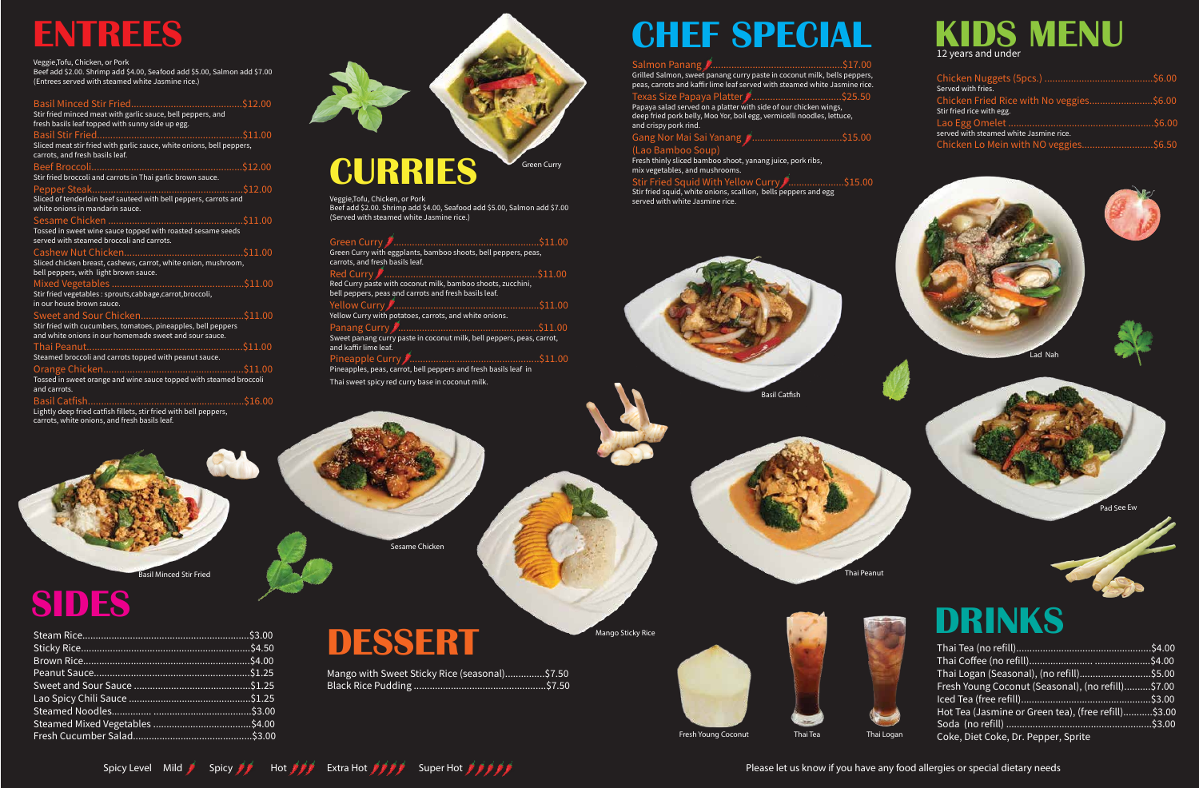# ENTREES

Veggie,Tofu, Chicken, or Pork
Beef add $2.00. Shrimp add $4.00, Seafood add $5.00, Salmon add $7.00
(Entrees served with steamed white Jasmine rice.)

**Basil Minced Stir Fried**............................................$12.00
Stir fried minced meat with garlic sauce, bell peppers, and fresh basils leaf topped with sunny side up egg.

**Basil Stir Fried**............................................$11.00
Sliced meat stir fried with garlic sauce, white onions, bell peppers, carrots, and fresh basils leaf.

**Beef Broccoli**............................................$12.00
Stir fried broccoli and carrots in Thai garlic brown sauce.

**Pepper Steak**............................................$12.00
Sliced of tenderloin beef sauteed with bell peppers, carrots and white onions in mandarin sauce.

**Sesame Chicken**............................................$11.00
Tossed in sweet wine sauce topped with roasted sesame seeds served with steamed broccoli and carrots.

**Cashew Nut Chicken**............................................$11.00
Sliced chicken breast, cashews, carrot, white onion, mushroom, bell peppers, with light brown sauce.

**Mixed Vegetables**............................................$11.00
Stir fried vegetables : sprouts,cabbage,carrot,broccoli, in our house brown sauce.

**Sweet and Sour Chicken**............................................$11.00
Stir fried with cucumbers, tomatoes, pineapples, bell peppers and white onions in our homemade sweet and sour sauce.

**Thai Peanut**............................................$11.00
Steamed broccoli and carrots topped with peanut sauce.

**Orange Chicken**............................................$11.00
Tossed in sweet orange and wine sauce topped with steamed broccoli and carrots.

**Basil Catfish**............................................$16.00
Lightly deep fried catfish fillets, stir fried with bell peppers, carrots, white onions, and fresh basils leaf.

Basil Minced Stir Fried

# CURRIES

Green Curry

Veggie,Tofu, Chicken, or Pork
Beef add $2.00. Shrimp add $4.00, Seafood add $5.00, Salmon add $7.00
(Served with steamed white Jasmine rice.)

**Green Curry** 🌶............................................$11.00
Green Curry with eggplants, bamboo shoots, bell peppers, peas, carrots, and fresh basils leaf.

**Red Curry** 🌶............................................$11.00
Red Curry paste with coconut milk, bamboo shoots, zucchini, bell peppers, peas and carrots and fresh basils leaf.

**Yellow Curry** 🌶............................................$11.00
Yellow Curry with potatoes, carrots, and white onions.

**Panang Curry** 🌶............................................$11.00
Sweet panang curry paste in coconut milk, bell peppers, peas, carrot, and kaffir lime leaf.

**Pineapple Curry** 🌶............................................$11.00
Pineapples, peas, carrot, bell peppers and fresh basils leaf in Thai sweet spicy red curry base in coconut milk.

Sesame Chicken

Mango Sticky Rice

# CHEF SPECIAL

**Salmon Panang** 🌶............................................$17.00
Grilled Salmon, sweet panang curry paste in coconut milk, bells peppers, peas, carrots and kaffir lime leaf served with steamed white Jasmine rice.

**Texas Size Papaya Platter** 🌶............................................$25.50
Papaya salad served on a platter with side of our chicken wings, deep fried pork belly, Moo Yor, boil egg, vermicelli noodles, lettuce, and crispy pork rind.

**Gang Nor Mai Sai Yanang** 🌶............................................$15.00
**(Lao Bamboo Soup)**
Fresh thinly sliced bamboo shoot, yanang juice, pork ribs, mix vegetables, and mushrooms.

**Stir Fried Squid With Yellow Curry** 🌶............................................$15.00
Stir fried squid, white onions, scallion, bells peppers and egg served with white Jasmine rice.

Basil Catfish

Thai Peanut

# KIDS MENU

12 years and under

**Chicken Nuggets (5pcs.)**............................................$6.00
Served with fries.

**Chicken Fried Rice with No veggies**............................................$6.00
Stir fried rice with egg.

**Lao Egg Omelet**............................................$6.00
served with steamed white Jasmine rice.

**Chicken Lo Mein with NO veggies**............................................$6.50

Lad Nah

Pad See Ew

# SIDES

Steam Rice............................................$3.00
Sticky Rice............................................$4.50
Brown Rice............................................$4.00
Peanut Sauce............................................$1.25
Sweet and Sour Sauce............................................$1.25
Lao Spicy Chili Sauce............................................$1.25
Steamed Noodles............................................$3.00
Steamed Mixed Vegetables............................................$4.00
Fresh Cucumber Salad............................................$3.00

# DESSERT

Mango with Sweet Sticky Rice (seasonal)............................................$7.50
Black Rice Pudding............................................$7.50

Fresh Young Coconut    Thai Tea    Thai Logan

# DRINKS

Thai Tea (no refill)............................................$4.00
Thai Coffee (no refill)............................................$4.00
Thai Logan (Seasonal), (no refill)............................................$5.00
Fresh Young Coconut (Seasonal), (no refill)............................................$7.00
Iced Tea (free refill)............................................$3.00
Hot Tea (Jasmine or Green tea), (free refill)............................................$3.00
Soda (no refill)............................................$3.00
Coke, Diet Coke, Dr. Pepper, Sprite

Spicy Level   Mild 🌶   Spicy 🌶🌶   Hot 🌶🌶🌶   Extra Hot 🌶🌶🌶🌶   Super Hot 🌶🌶🌶🌶🌶

Please let us know if you have any food allergies or special dietary needs